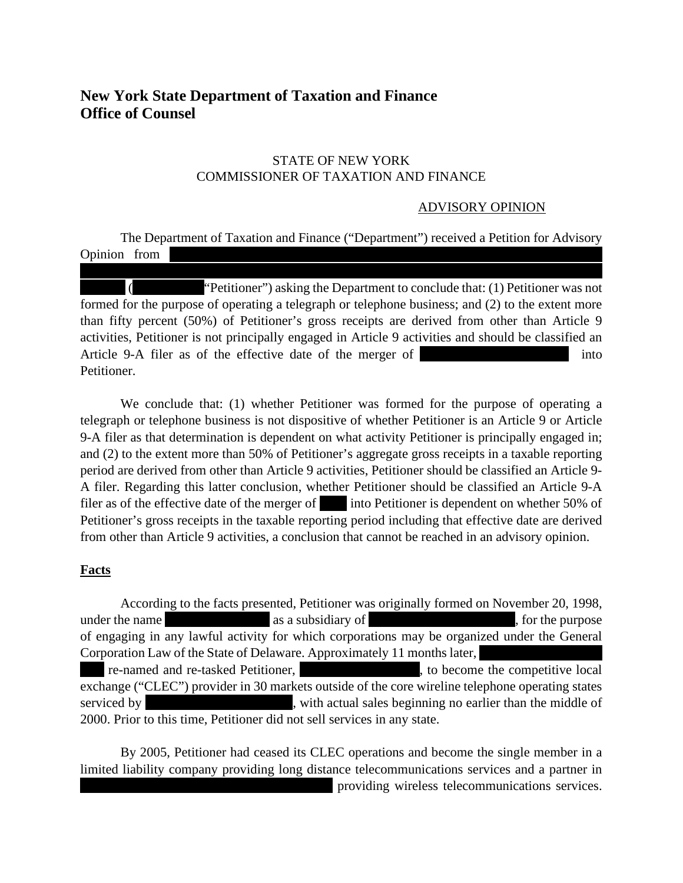**New York State Department of Taxation and Finance**
**Office of Counsel**

STATE OF NEW YORK
COMMISSIONER OF TAXATION AND FINANCE

ADVISORY OPINION

The Department of Taxation and Finance ("Department") received a Petition for Advisory Opinion from ( "Petitioner") asking the Department to conclude that: (1) Petitioner was not formed for the purpose of operating a telegraph or telephone business; and (2) to the extent more than fifty percent (50%) of Petitioner's gross receipts are derived from other than Article 9 activities, Petitioner is not principally engaged in Article 9 activities and should be classified an Article 9-A filer as of the effective date of the merger of into Petitioner.

We conclude that: (1) whether Petitioner was formed for the purpose of operating a telegraph or telephone business is not dispositive of whether Petitioner is an Article 9 or Article 9-A filer as that determination is dependent on what activity Petitioner is principally engaged in; and (2) to the extent more than 50% of Petitioner's aggregate gross receipts in a taxable reporting period are derived from other than Article 9 activities, Petitioner should be classified an Article 9-A filer. Regarding this latter conclusion, whether Petitioner should be classified an Article 9-A filer as of the effective date of the merger of into Petitioner is dependent on whether 50% of Petitioner's gross receipts in the taxable reporting period including that effective date are derived from other than Article 9 activities, a conclusion that cannot be reached in an advisory opinion.

**Facts**

According to the facts presented, Petitioner was originally formed on November 20, 1998, under the name as a subsidiary of , for the purpose of engaging in any lawful activity for which corporations may be organized under the General Corporation Law of the State of Delaware. Approximately 11 months later, re-named and re-tasked Petitioner, , to become the competitive local exchange ("CLEC") provider in 30 markets outside of the core wireline telephone operating states serviced by , with actual sales beginning no earlier than the middle of 2000. Prior to this time, Petitioner did not sell services in any state.

By 2005, Petitioner had ceased its CLEC operations and become the single member in a limited liability company providing long distance telecommunications services and a partner in providing wireless telecommunications services.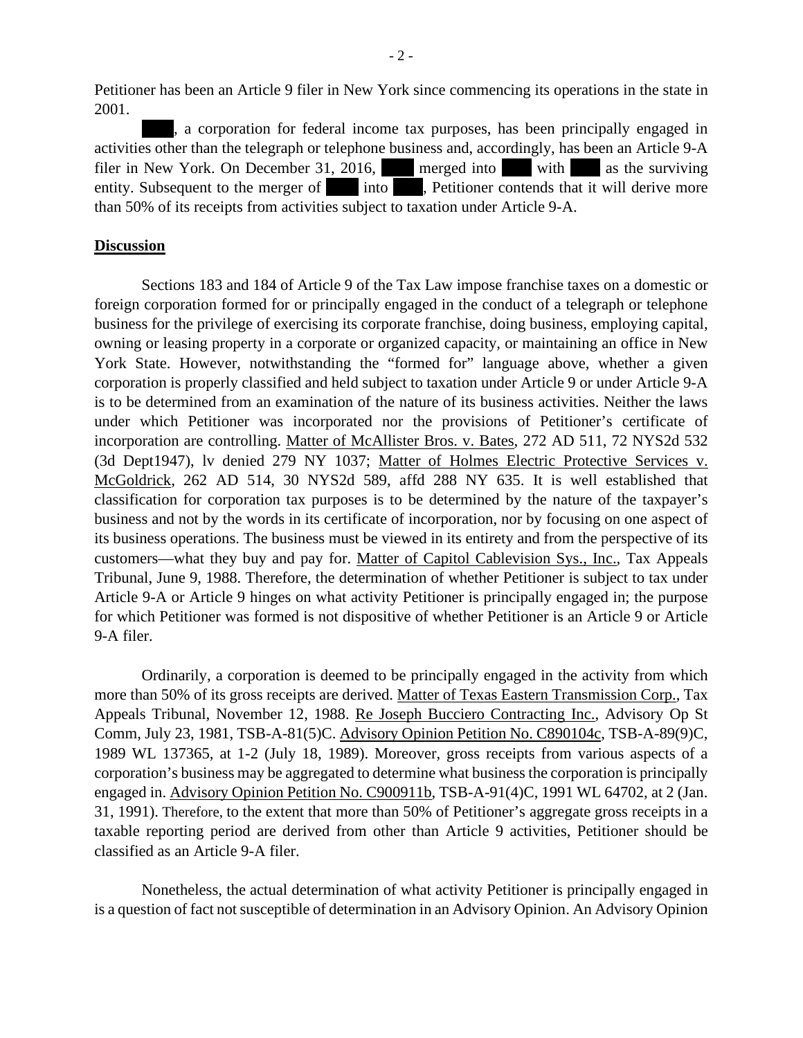Petitioner has been an Article 9 filer in New York since commencing its operations in the state in 2001.

████, a corporation for federal income tax purposes, has been principally engaged in activities other than the telegraph or telephone business and, accordingly, has been an Article 9-A filer in New York. On December 31, 2016, ████ merged into ████ with ████ as the surviving entity. Subsequent to the merger of ████ into ████, Petitioner contends that it will derive more than 50% of its receipts from activities subject to taxation under Article 9-A.

**Discussion**

Sections 183 and 184 of Article 9 of the Tax Law impose franchise taxes on a domestic or foreign corporation formed for or principally engaged in the conduct of a telegraph or telephone business for the privilege of exercising its corporate franchise, doing business, employing capital, owning or leasing property in a corporate or organized capacity, or maintaining an office in New York State. However, notwithstanding the "formed for" language above, whether a given corporation is properly classified and held subject to taxation under Article 9 or under Article 9-A is to be determined from an examination of the nature of its business activities. Neither the laws under which Petitioner was incorporated nor the provisions of Petitioner's certificate of incorporation are controlling. Matter of McAllister Bros. v. Bates, 272 AD 511, 72 NYS2d 532 (3d Dept1947), lv denied 279 NY 1037; Matter of Holmes Electric Protective Services v. McGoldrick, 262 AD 514, 30 NYS2d 589, affd 288 NY 635. It is well established that classification for corporation tax purposes is to be determined by the nature of the taxpayer's business and not by the words in its certificate of incorporation, nor by focusing on one aspect of its business operations. The business must be viewed in its entirety and from the perspective of its customers—what they buy and pay for. Matter of Capitol Cablevision Sys., Inc., Tax Appeals Tribunal, June 9, 1988. Therefore, the determination of whether Petitioner is subject to tax under Article 9-A or Article 9 hinges on what activity Petitioner is principally engaged in; the purpose for which Petitioner was formed is not dispositive of whether Petitioner is an Article 9 or Article 9-A filer.

Ordinarily, a corporation is deemed to be principally engaged in the activity from which more than 50% of its gross receipts are derived. Matter of Texas Eastern Transmission Corp., Tax Appeals Tribunal, November 12, 1988. Re Joseph Bucciero Contracting Inc., Advisory Op St Comm, July 23, 1981, TSB-A-81(5)C. Advisory Opinion Petition No. C890104c, TSB-A-89(9)C, 1989 WL 137365, at 1-2 (July 18, 1989). Moreover, gross receipts from various aspects of a corporation's business may be aggregated to determine what business the corporation is principally engaged in. Advisory Opinion Petition No. C900911b, TSB-A-91(4)C, 1991 WL 64702, at 2 (Jan. 31, 1991). Therefore, to the extent that more than 50% of Petitioner's aggregate gross receipts in a taxable reporting period are derived from other than Article 9 activities, Petitioner should be classified as an Article 9-A filer.

Nonetheless, the actual determination of what activity Petitioner is principally engaged in is a question of fact not susceptible of determination in an Advisory Opinion. An Advisory Opinion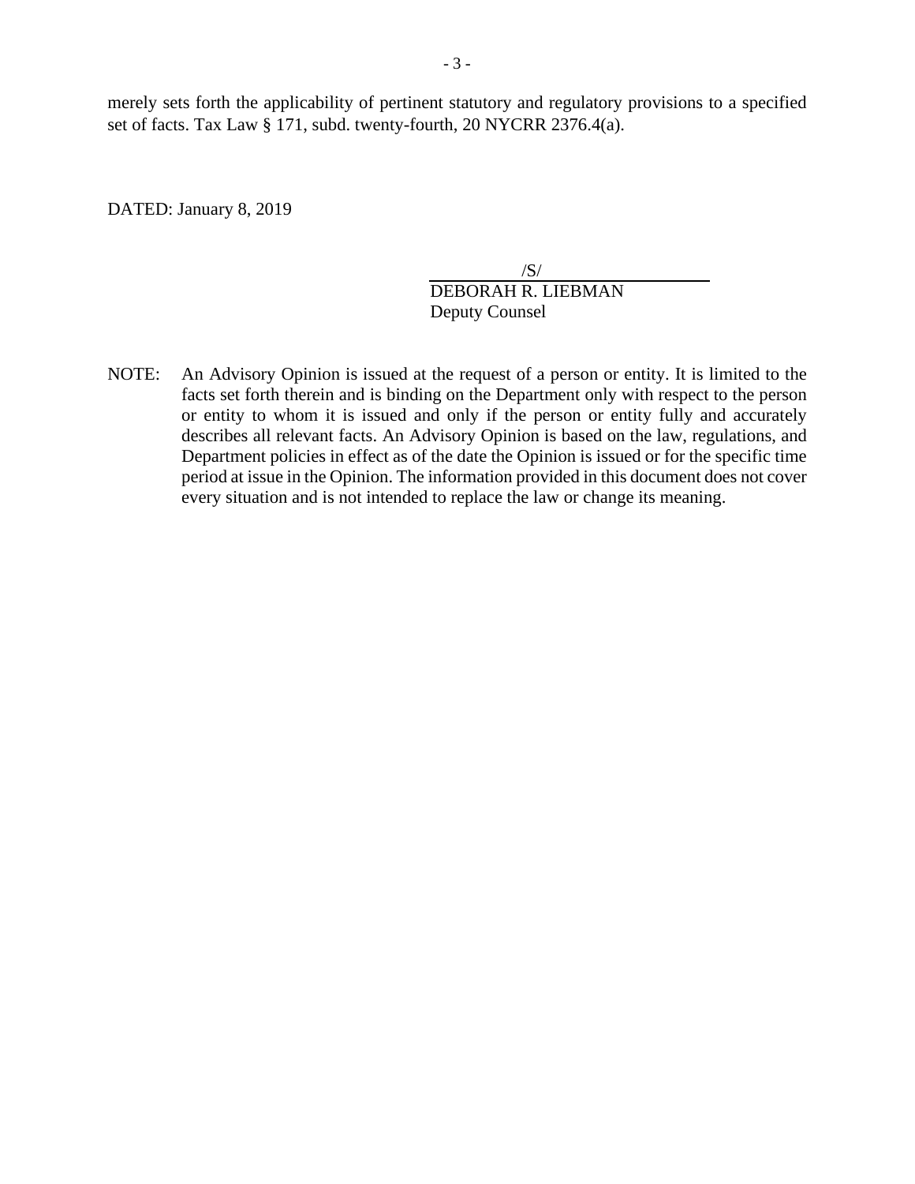merely sets forth the applicability of pertinent statutory and regulatory provisions to a specified set of facts. Tax Law § 171, subd. twenty-fourth, 20 NYCRR 2376.4(a).

DATED: January 8, 2019

/S/
DEBORAH R. LIEBMAN
Deputy Counsel

NOTE: An Advisory Opinion is issued at the request of a person or entity. It is limited to the facts set forth therein and is binding on the Department only with respect to the person or entity to whom it is issued and only if the person or entity fully and accurately describes all relevant facts. An Advisory Opinion is based on the law, regulations, and Department policies in effect as of the date the Opinion is issued or for the specific time period at issue in the Opinion. The information provided in this document does not cover every situation and is not intended to replace the law or change its meaning.